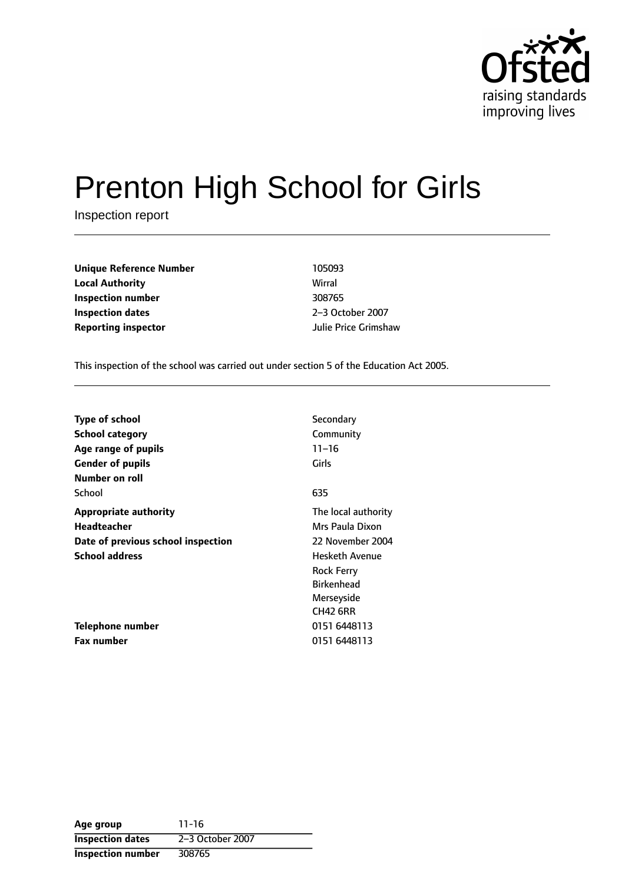# Prenton High School for Girls

Inspection report

| | |
|---|---|
| **Unique Reference Number** | 105093 |
| **Local Authority** | Wirral |
| **Inspection number** | 308765 |
| **Inspection dates** | 2–3 October 2007 |
| **Reporting inspector** | Julie Price Grimshaw |

This inspection of the school was carried out under section 5 of the Education Act 2005.

| | |
|---|---|
| **Type of school** | Secondary |
| **School category** | Community |
| **Age range of pupils** | 11–16 |
| **Gender of pupils** | Girls |
| **Number on roll** | |
| School | 635 |
| **Appropriate authority** | The local authority |
| **Headteacher** | Mrs Paula Dixon |
| **Date of previous school inspection** | 22 November 2004 |
| **School address** | Hesketh Avenue<br>Rock Ferry<br>Birkenhead<br>Merseyside<br>CH42 6RR |
| **Telephone number** | 0151 6448113 |
| **Fax number** | 0151 6448113 |

| | |
|---|---|
| **Age group** | 11-16 |
| **Inspection dates** | 2–3 October 2007 |
| **Inspection number** | 308765 |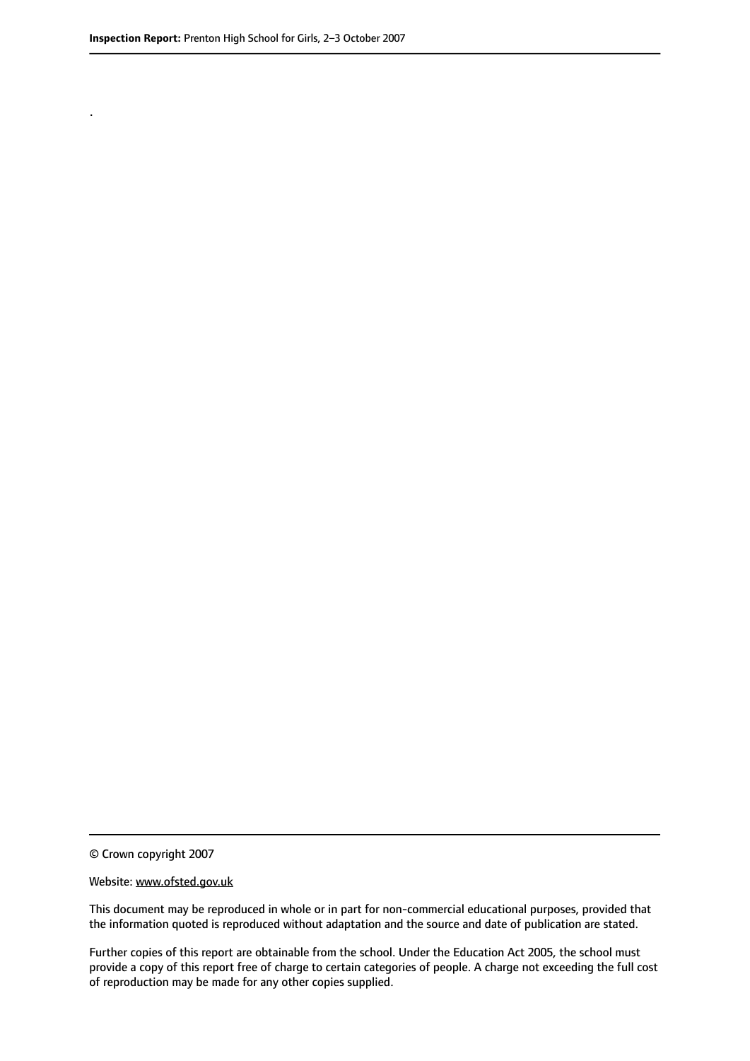.

© Crown copyright 2007

Website: www.ofsted.gov.uk

This document may be reproduced in whole or in part for non-commercial educational purposes, provided that the information quoted is reproduced without adaptation and the source and date of publication are stated.

Further copies of this report are obtainable from the school. Under the Education Act 2005, the school must provide a copy of this report free of charge to certain categories of people. A charge not exceeding the full cost of reproduction may be made for any other copies supplied.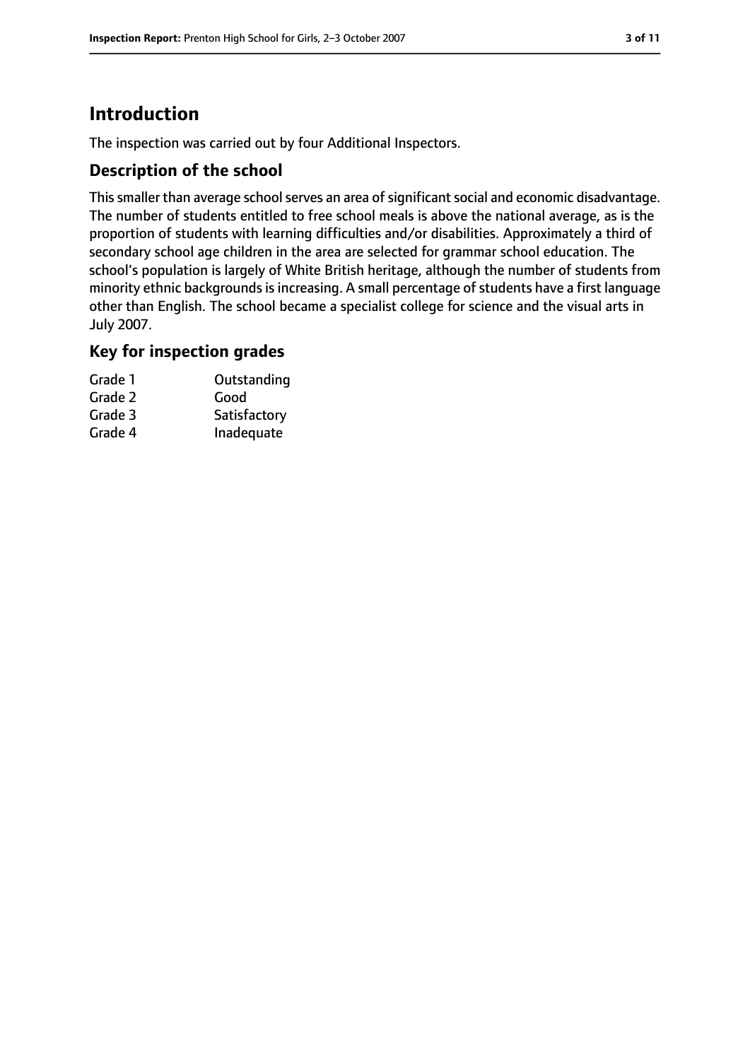# Introduction

The inspection was carried out by four Additional Inspectors.

## Description of the school

This smaller than average school serves an area of significant social and economic disadvantage. The number of students entitled to free school meals is above the national average, as is the proportion of students with learning difficulties and/or disabilities. Approximately a third of secondary school age children in the area are selected for grammar school education. The school's population is largely of White British heritage, although the number of students from minority ethnic backgrounds is increasing. A small percentage of students have a first language other than English. The school became a specialist college for science and the visual arts in July 2007.

## Key for inspection grades

| | |
|---|---|
| Grade 1 | Outstanding |
| Grade 2 | Good |
| Grade 3 | Satisfactory |
| Grade 4 | Inadequate |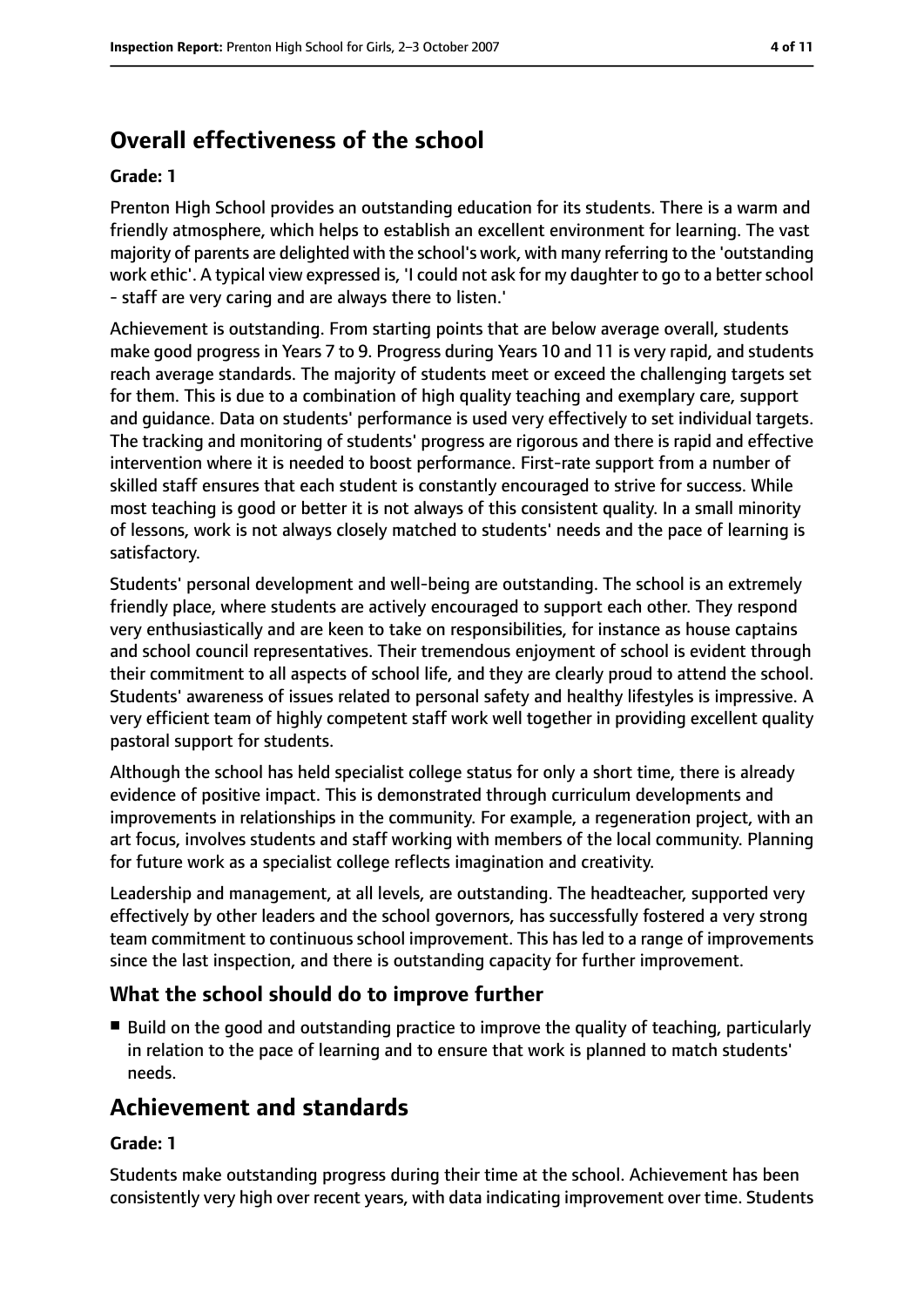## Overall effectiveness of the school

**Grade: 1**

Prenton High School provides an outstanding education for its students. There is a warm and friendly atmosphere, which helps to establish an excellent environment for learning. The vast majority of parents are delighted with the school's work, with many referring to the 'outstanding work ethic'. A typical view expressed is, 'I could not ask for my daughter to go to a better school - staff are very caring and are always there to listen.'

Achievement is outstanding. From starting points that are below average overall, students make good progress in Years 7 to 9. Progress during Years 10 and 11 is very rapid, and students reach average standards. The majority of students meet or exceed the challenging targets set for them. This is due to a combination of high quality teaching and exemplary care, support and guidance. Data on students' performance is used very effectively to set individual targets. The tracking and monitoring of students' progress are rigorous and there is rapid and effective intervention where it is needed to boost performance. First-rate support from a number of skilled staff ensures that each student is constantly encouraged to strive for success. While most teaching is good or better it is not always of this consistent quality. In a small minority of lessons, work is not always closely matched to students' needs and the pace of learning is satisfactory.

Students' personal development and well-being are outstanding. The school is an extremely friendly place, where students are actively encouraged to support each other. They respond very enthusiastically and are keen to take on responsibilities, for instance as house captains and school council representatives. Their tremendous enjoyment of school is evident through their commitment to all aspects of school life, and they are clearly proud to attend the school. Students' awareness of issues related to personal safety and healthy lifestyles is impressive. A very efficient team of highly competent staff work well together in providing excellent quality pastoral support for students.

Although the school has held specialist college status for only a short time, there is already evidence of positive impact. This is demonstrated through curriculum developments and improvements in relationships in the community. For example, a regeneration project, with an art focus, involves students and staff working with members of the local community. Planning for future work as a specialist college reflects imagination and creativity.

Leadership and management, at all levels, are outstanding. The headteacher, supported very effectively by other leaders and the school governors, has successfully fostered a very strong team commitment to continuous school improvement. This has led to a range of improvements since the last inspection, and there is outstanding capacity for further improvement.

### What the school should do to improve further

- Build on the good and outstanding practice to improve the quality of teaching, particularly in relation to the pace of learning and to ensure that work is planned to match students' needs.

## Achievement and standards

**Grade: 1**

Students make outstanding progress during their time at the school. Achievement has been consistently very high over recent years, with data indicating improvement over time. Students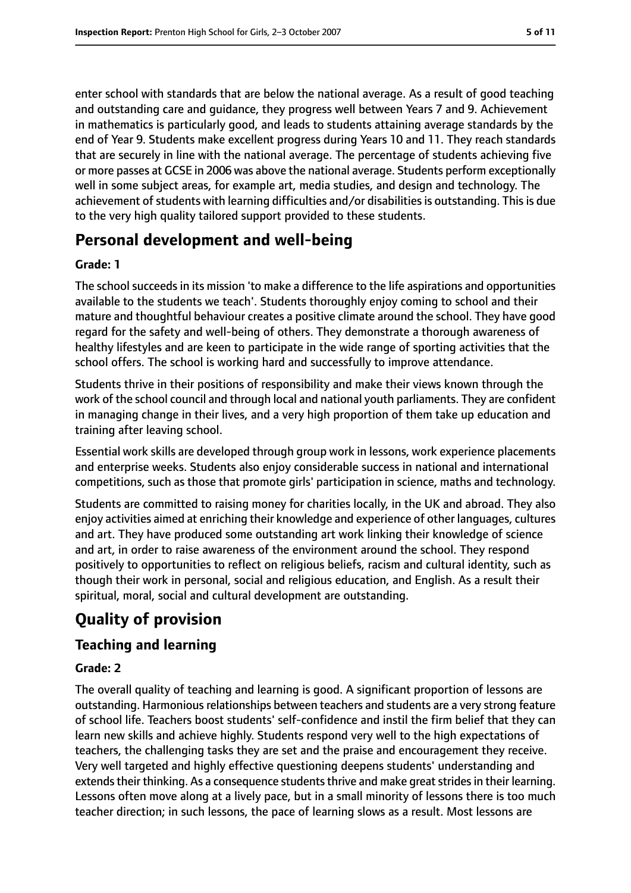enter school with standards that are below the national average. As a result of good teaching and outstanding care and guidance, they progress well between Years 7 and 9. Achievement in mathematics is particularly good, and leads to students attaining average standards by the end of Year 9. Students make excellent progress during Years 10 and 11. They reach standards that are securely in line with the national average. The percentage of students achieving five or more passes at GCSE in 2006 was above the national average. Students perform exceptionally well in some subject areas, for example art, media studies, and design and technology. The achievement of students with learning difficulties and/or disabilities is outstanding. This is due to the very high quality tailored support provided to these students.

## Personal development and well-being

**Grade: 1**

The school succeeds in its mission 'to make a difference to the life aspirations and opportunities available to the students we teach'. Students thoroughly enjoy coming to school and their mature and thoughtful behaviour creates a positive climate around the school. They have good regard for the safety and well-being of others. They demonstrate a thorough awareness of healthy lifestyles and are keen to participate in the wide range of sporting activities that the school offers. The school is working hard and successfully to improve attendance.

Students thrive in their positions of responsibility and make their views known through the work of the school council and through local and national youth parliaments. They are confident in managing change in their lives, and a very high proportion of them take up education and training after leaving school.

Essential work skills are developed through group work in lessons, work experience placements and enterprise weeks. Students also enjoy considerable success in national and international competitions, such as those that promote girls' participation in science, maths and technology.

Students are committed to raising money for charities locally, in the UK and abroad. They also enjoy activities aimed at enriching their knowledge and experience of other languages, cultures and art. They have produced some outstanding art work linking their knowledge of science and art, in order to raise awareness of the environment around the school. They respond positively to opportunities to reflect on religious beliefs, racism and cultural identity, such as though their work in personal, social and religious education, and English. As a result their spiritual, moral, social and cultural development are outstanding.

# Quality of provision

## Teaching and learning

**Grade: 2**

The overall quality of teaching and learning is good. A significant proportion of lessons are outstanding. Harmonious relationships between teachers and students are a very strong feature of school life. Teachers boost students' self-confidence and instil the firm belief that they can learn new skills and achieve highly. Students respond very well to the high expectations of teachers, the challenging tasks they are set and the praise and encouragement they receive. Very well targeted and highly effective questioning deepens students' understanding and extends their thinking. As a consequence students thrive and make great strides in their learning. Lessons often move along at a lively pace, but in a small minority of lessons there is too much teacher direction; in such lessons, the pace of learning slows as a result. Most lessons are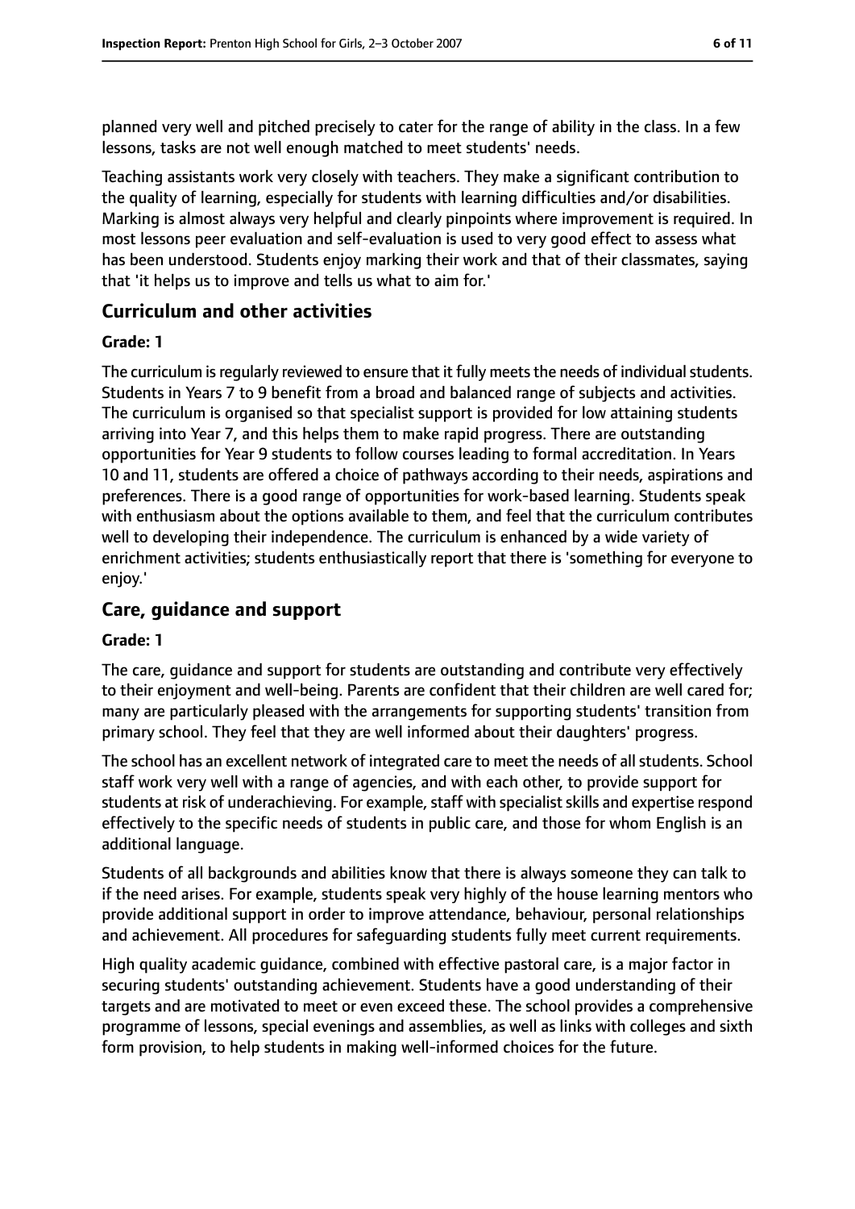planned very well and pitched precisely to cater for the range of ability in the class. In a few lessons, tasks are not well enough matched to meet students' needs.

Teaching assistants work very closely with teachers. They make a significant contribution to the quality of learning, especially for students with learning difficulties and/or disabilities. Marking is almost always very helpful and clearly pinpoints where improvement is required. In most lessons peer evaluation and self-evaluation is used to very good effect to assess what has been understood. Students enjoy marking their work and that of their classmates, saying that 'it helps us to improve and tells us what to aim for.'

## Curriculum and other activities

### Grade: 1

The curriculum is regularly reviewed to ensure that it fully meets the needs of individual students. Students in Years 7 to 9 benefit from a broad and balanced range of subjects and activities. The curriculum is organised so that specialist support is provided for low attaining students arriving into Year 7, and this helps them to make rapid progress. There are outstanding opportunities for Year 9 students to follow courses leading to formal accreditation. In Years 10 and 11, students are offered a choice of pathways according to their needs, aspirations and preferences. There is a good range of opportunities for work-based learning. Students speak with enthusiasm about the options available to them, and feel that the curriculum contributes well to developing their independence. The curriculum is enhanced by a wide variety of enrichment activities; students enthusiastically report that there is 'something for everyone to enjoy.'

## Care, guidance and support

### Grade: 1

The care, guidance and support for students are outstanding and contribute very effectively to their enjoyment and well-being. Parents are confident that their children are well cared for; many are particularly pleased with the arrangements for supporting students' transition from primary school. They feel that they are well informed about their daughters' progress.

The school has an excellent network of integrated care to meet the needs of all students. School staff work very well with a range of agencies, and with each other, to provide support for students at risk of underachieving. For example, staff with specialist skills and expertise respond effectively to the specific needs of students in public care, and those for whom English is an additional language.

Students of all backgrounds and abilities know that there is always someone they can talk to if the need arises. For example, students speak very highly of the house learning mentors who provide additional support in order to improve attendance, behaviour, personal relationships and achievement. All procedures for safeguarding students fully meet current requirements.

High quality academic guidance, combined with effective pastoral care, is a major factor in securing students' outstanding achievement. Students have a good understanding of their targets and are motivated to meet or even exceed these. The school provides a comprehensive programme of lessons, special evenings and assemblies, as well as links with colleges and sixth form provision, to help students in making well-informed choices for the future.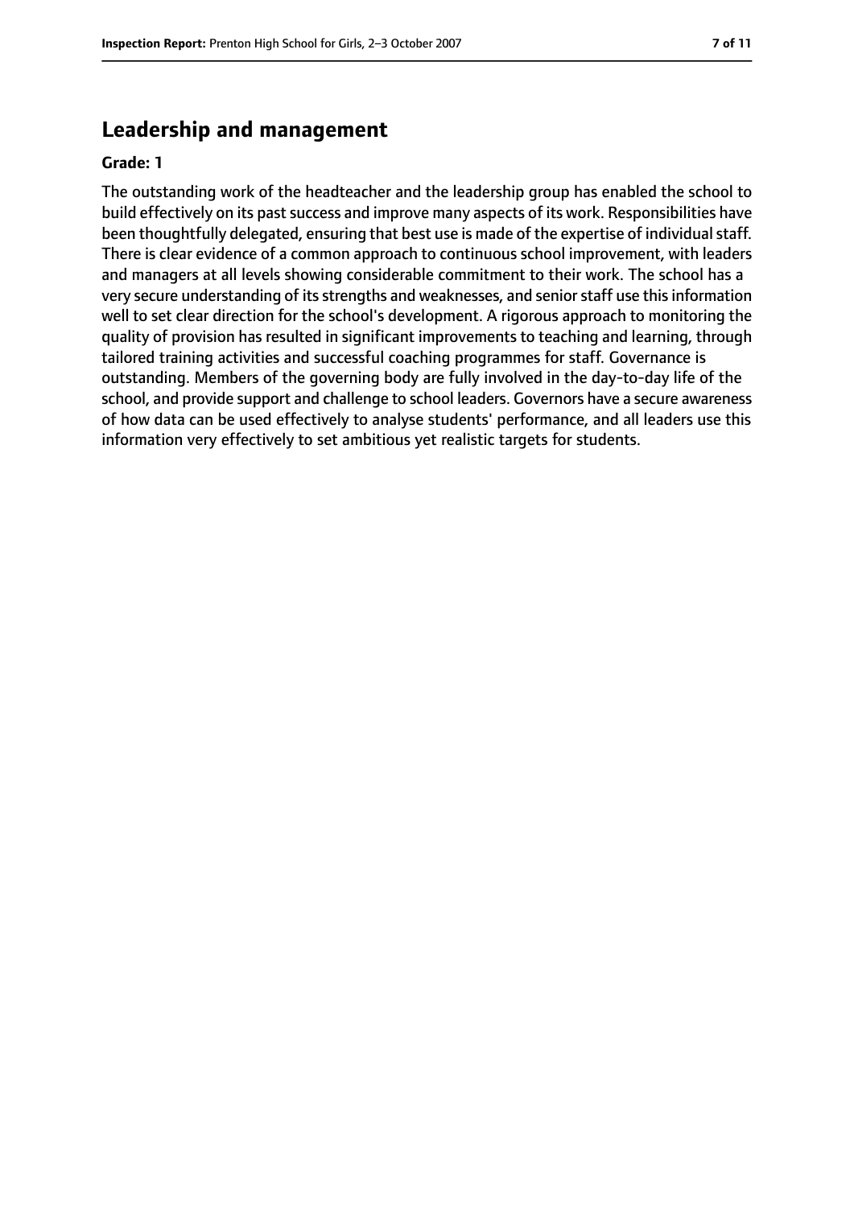## Leadership and management

**Grade: 1**

The outstanding work of the headteacher and the leadership group has enabled the school to build effectively on its past success and improve many aspects of its work. Responsibilities have been thoughtfully delegated, ensuring that best use is made of the expertise of individual staff. There is clear evidence of a common approach to continuous school improvement, with leaders and managers at all levels showing considerable commitment to their work. The school has a very secure understanding of its strengths and weaknesses, and senior staff use this information well to set clear direction for the school's development. A rigorous approach to monitoring the quality of provision has resulted in significant improvements to teaching and learning, through tailored training activities and successful coaching programmes for staff. Governance is outstanding. Members of the governing body are fully involved in the day-to-day life of the school, and provide support and challenge to school leaders. Governors have a secure awareness of how data can be used effectively to analyse students' performance, and all leaders use this information very effectively to set ambitious yet realistic targets for students.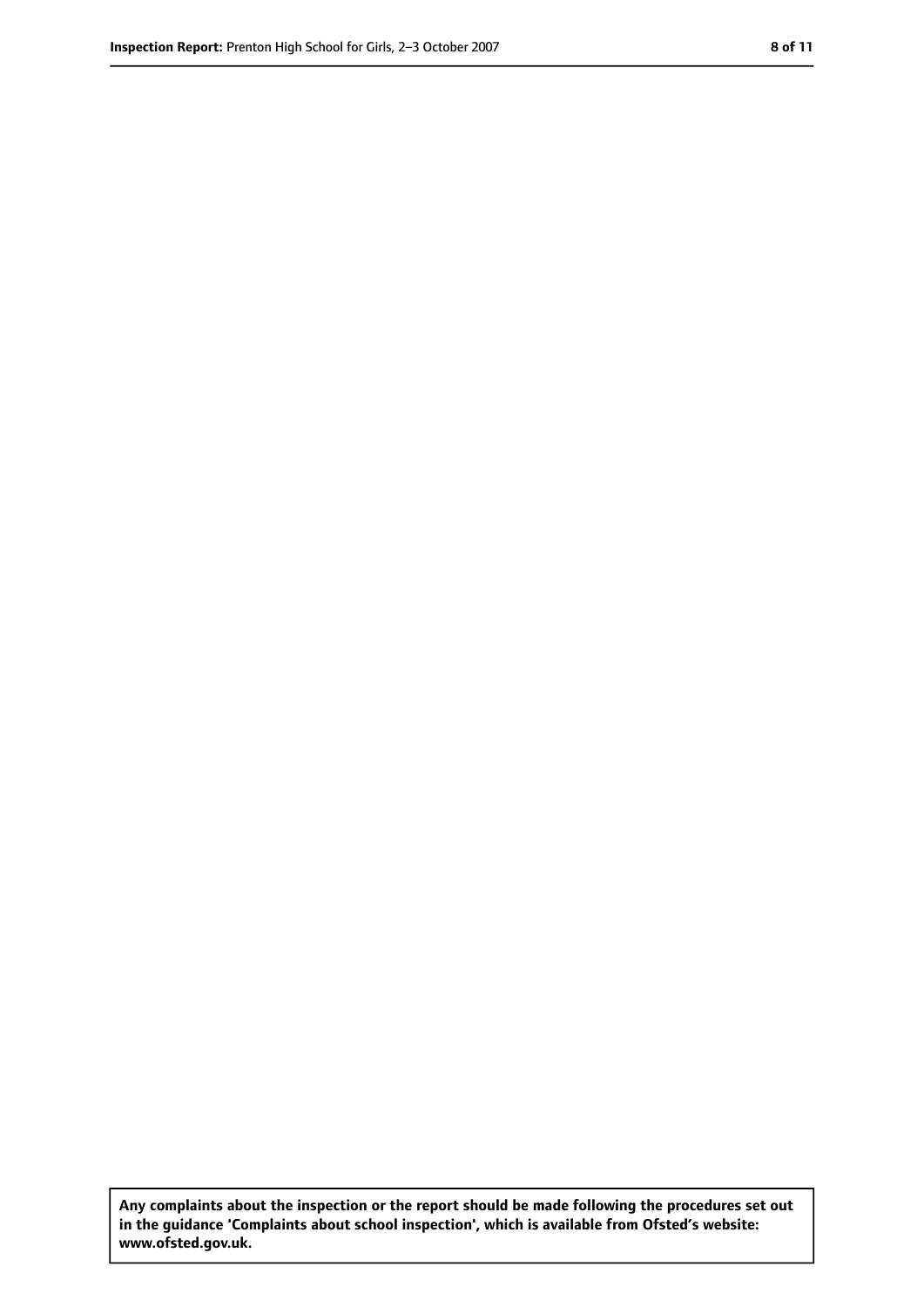**Any complaints about the inspection or the report should be made following the procedures set out in the guidance 'Complaints about school inspection', which is available from Ofsted's website: www.ofsted.gov.uk.**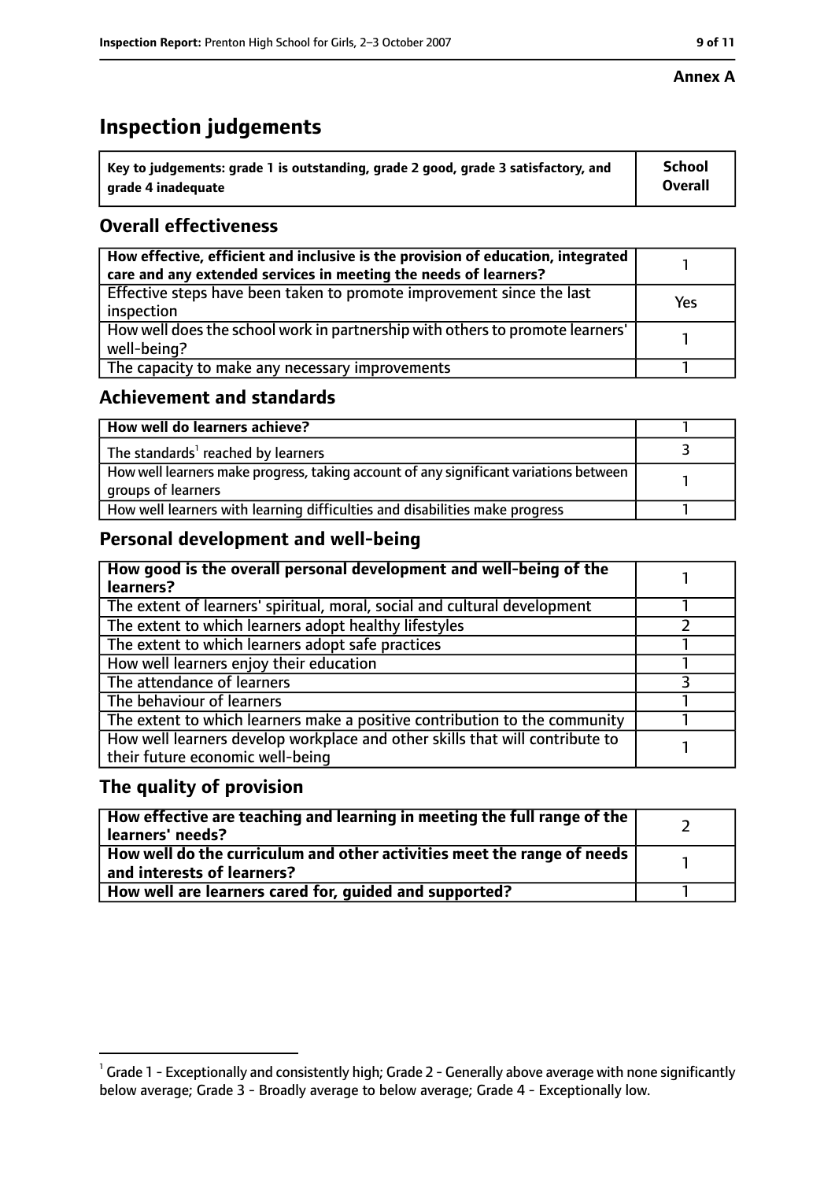**Annex A**

# Inspection judgements

| Key to judgements: grade 1 is outstanding, grade 2 good, grade 3 satisfactory, and grade 4 inadequate | School Overall |
|---|---|

## Overall effectiveness

| | |
|---|---|
| How effective, efficient and inclusive is the provision of education, integrated care and any extended services in meeting the needs of learners? | 1 |
| Effective steps have been taken to promote improvement since the last inspection | Yes |
| How well does the school work in partnership with others to promote learners' well-being? | 1 |
| The capacity to make any necessary improvements | 1 |

## Achievement and standards

| | |
|---|---|
| How well do learners achieve? | 1 |
| The standards[1] reached by learners | 3 |
| How well learners make progress, taking account of any significant variations between groups of learners | 1 |
| How well learners with learning difficulties and disabilities make progress | 1 |

## Personal development and well-being

| | |
|---|---|
| How good is the overall personal development and well-being of the learners? | 1 |
| The extent of learners' spiritual, moral, social and cultural development | 1 |
| The extent to which learners adopt healthy lifestyles | 2 |
| The extent to which learners adopt safe practices | 1 |
| How well learners enjoy their education | 1 |
| The attendance of learners | 3 |
| The behaviour of learners | 1 |
| The extent to which learners make a positive contribution to the community | 1 |
| How well learners develop workplace and other skills that will contribute to their future economic well-being | 1 |

## The quality of provision

| | |
|---|---|
| How effective are teaching and learning in meeting the full range of the learners' needs? | 2 |
| How well do the curriculum and other activities meet the range of needs and interests of learners? | 1 |
| How well are learners cared for, guided and supported? | 1 |

[1] Grade 1 - Exceptionally and consistently high; Grade 2 - Generally above average with none significantly below average; Grade 3 - Broadly average to below average; Grade 4 - Exceptionally low.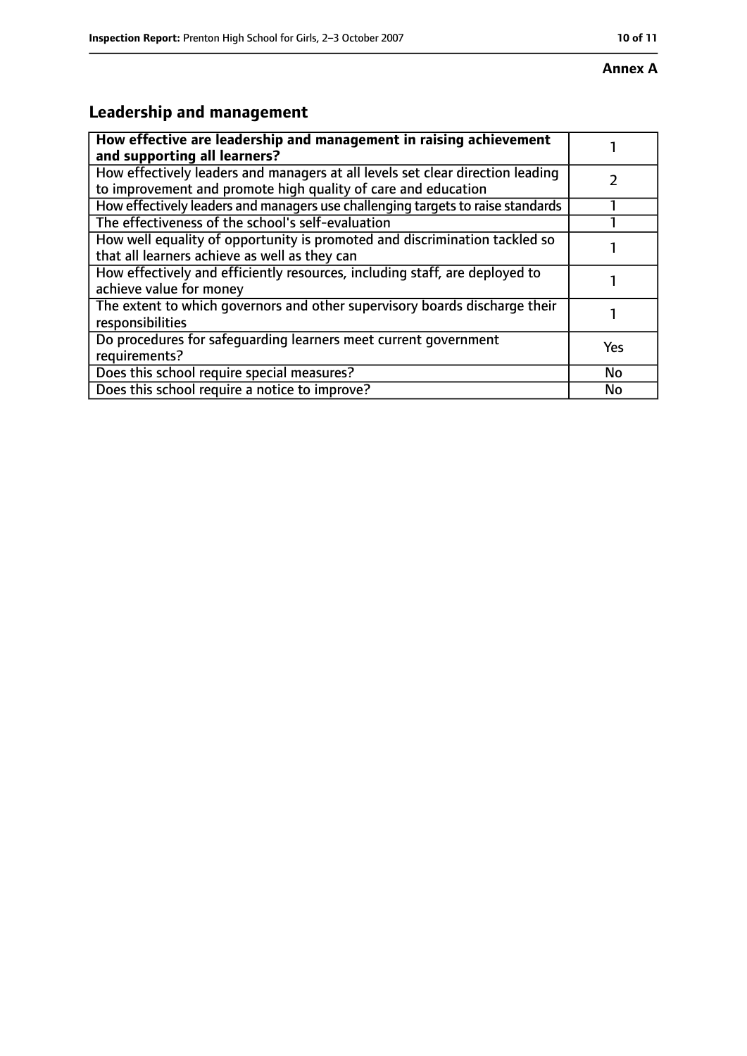**Annex A**

## Leadership and management

| **How effective are leadership and management in raising achievement and supporting all learners?** | 1 |
|---|---|
| How effectively leaders and managers at all levels set clear direction leading to improvement and promote high quality of care and education | 2 |
| How effectively leaders and managers use challenging targets to raise standards | 1 |
| The effectiveness of the school's self-evaluation | 1 |
| How well equality of opportunity is promoted and discrimination tackled so that all learners achieve as well as they can | 1 |
| How effectively and efficiently resources, including staff, are deployed to achieve value for money | 1 |
| The extent to which governors and other supervisory boards discharge their responsibilities | 1 |
| Do procedures for safeguarding learners meet current government requirements? | Yes |
| Does this school require special measures? | No |
| Does this school require a notice to improve? | No |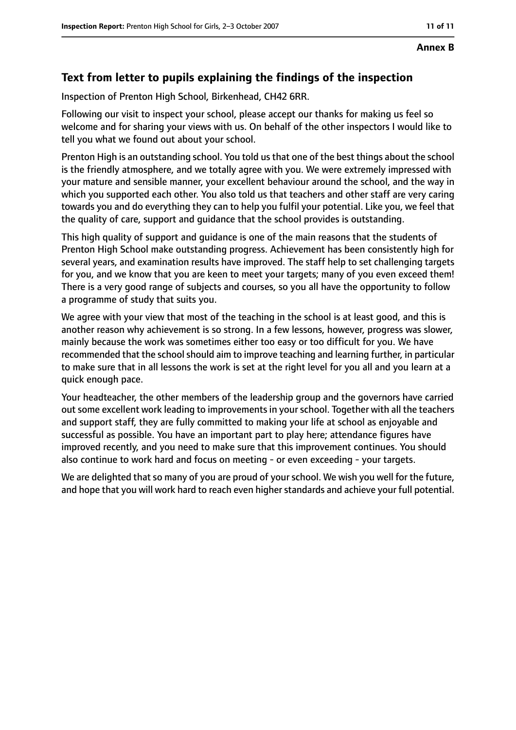**Annex B**

## Text from letter to pupils explaining the findings of the inspection

Inspection of Prenton High School, Birkenhead, CH42 6RR.

Following our visit to inspect your school, please accept our thanks for making us feel so welcome and for sharing your views with us. On behalf of the other inspectors I would like to tell you what we found out about your school.

Prenton High is an outstanding school. You told us that one of the best things about the school is the friendly atmosphere, and we totally agree with you. We were extremely impressed with your mature and sensible manner, your excellent behaviour around the school, and the way in which you supported each other. You also told us that teachers and other staff are very caring towards you and do everything they can to help you fulfil your potential. Like you, we feel that the quality of care, support and guidance that the school provides is outstanding.

This high quality of support and guidance is one of the main reasons that the students of Prenton High School make outstanding progress. Achievement has been consistently high for several years, and examination results have improved. The staff help to set challenging targets for you, and we know that you are keen to meet your targets; many of you even exceed them! There is a very good range of subjects and courses, so you all have the opportunity to follow a programme of study that suits you.

We agree with your view that most of the teaching in the school is at least good, and this is another reason why achievement is so strong. In a few lessons, however, progress was slower, mainly because the work was sometimes either too easy or too difficult for you. We have recommended that the school should aim to improve teaching and learning further, in particular to make sure that in all lessons the work is set at the right level for you all and you learn at a quick enough pace.

Your headteacher, the other members of the leadership group and the governors have carried out some excellent work leading to improvements in your school. Together with all the teachers and support staff, they are fully committed to making your life at school as enjoyable and successful as possible. You have an important part to play here; attendance figures have improved recently, and you need to make sure that this improvement continues. You should also continue to work hard and focus on meeting - or even exceeding - your targets.

We are delighted that so many of you are proud of your school. We wish you well for the future, and hope that you will work hard to reach even higher standards and achieve your full potential.